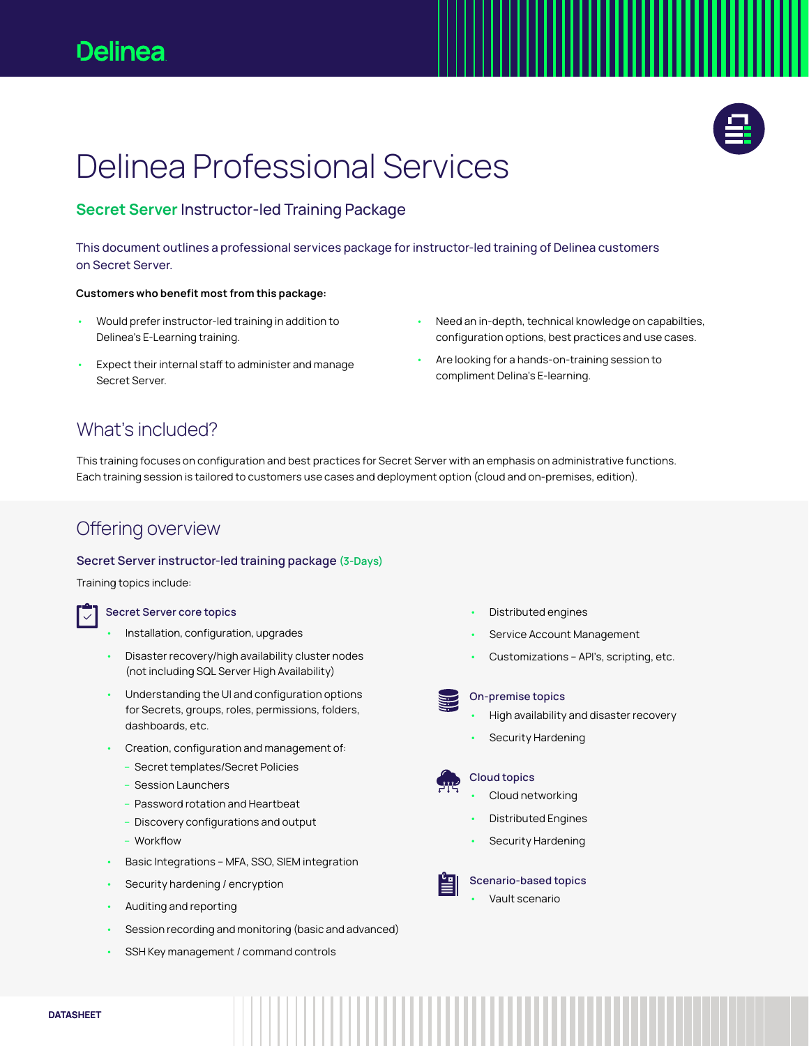Delinea

# Delinea Professional Services

## Secret Server Instructor-led Training Package

This document outlines a professional services package for instructor-led training of Delinea customers on Secret Server.

**Customers who benefit most from this package:**

- Would prefer instructor-led training in addition to Delinea's E-Learning training.
- Expect their internal staff to administer and manage Secret Server.
- Need an in-depth, technical knowledge on capabilties, configuration options, best practices and use cases.
- Are looking for a hands-on-training session to compliment Delina's E-learning.

## What's included?

This training focuses on configuration and best practices for Secret Server with an emphasis on administrative functions. Each training session is tailored to customers use cases and deployment option (cloud and on-premises, edition).

## Offering overview

### Secret Server instructor-led training package (3-Days)

Training topics include:

#### Secret Server core topics

- Installation, configuration, upgrades
- Disaster recovery/high availability cluster nodes (not including SQL Server High Availability)
- Understanding the UI and configuration options for Secrets, groups, roles, permissions, folders, dashboards, etc.
- Creation, configuration and management of:
  - Secret templates/Secret Policies
  - Session Launchers
  - Password rotation and Heartbeat
  - Discovery configurations and output
  - Workflow
- Basic Integrations – MFA, SSO, SIEM integration
- Security hardening / encryption
- Auditing and reporting
- Session recording and monitoring (basic and advanced)
- SSH Key management / command controls
- Distributed engines
- Service Account Management
- Customizations – API's, scripting, etc.

#### On-premise topics

- High availability and disaster recovery
- Security Hardening

#### Cloud topics

- Cloud networking
- Distributed Engines
- Security Hardening

#### Scenario-based topics

- Vault scenario

DATASHEET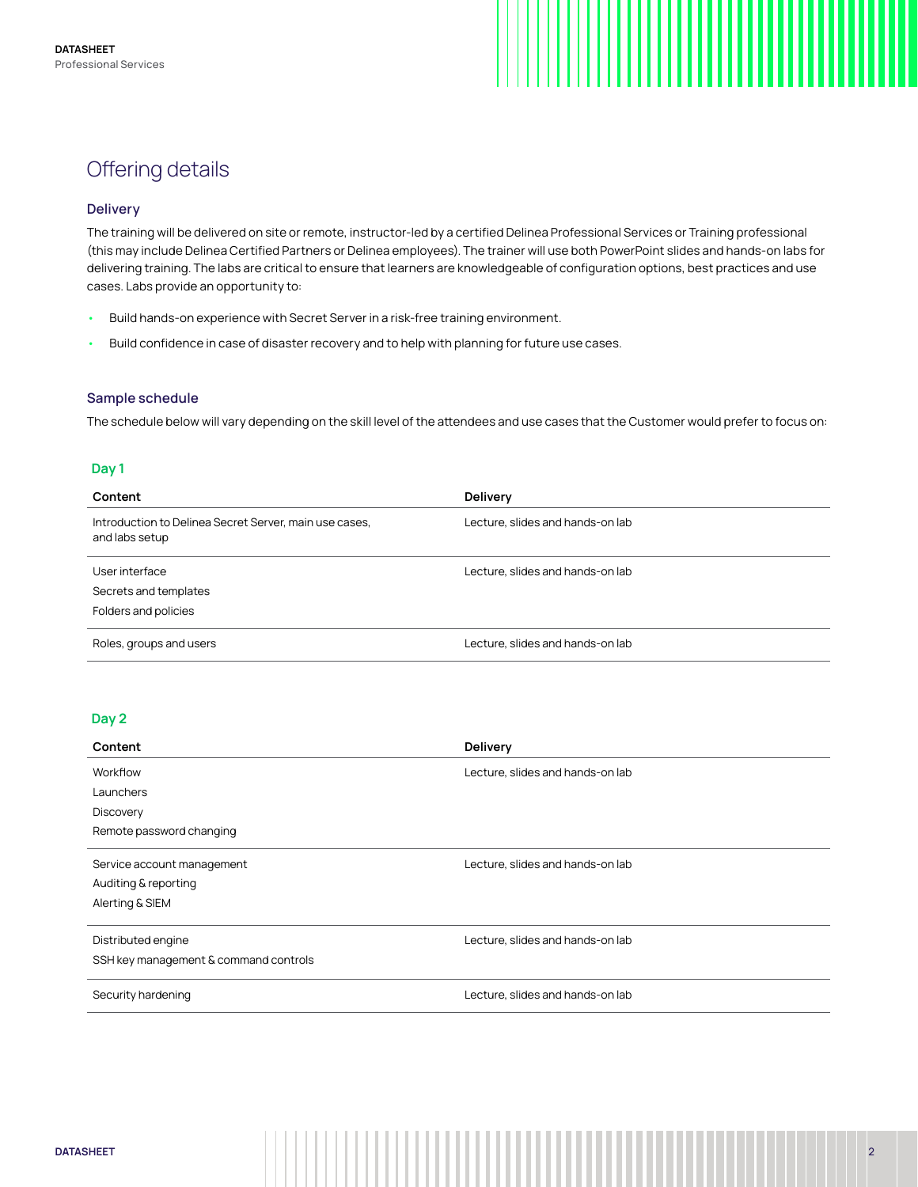## Offering details

### Delivery

The training will be delivered on site or remote, instructor-led by a certified Delinea Professional Services or Training professional (this may include Delinea Certified Partners or Delinea employees). The trainer will use both PowerPoint slides and hands-on labs for delivering training. The labs are critical to ensure that learners are knowledgeable of configuration options, best practices and use cases. Labs provide an opportunity to:

- Build hands-on experience with Secret Server in a risk-free training environment.
- Build confidence in case of disaster recovery and to help with planning for future use cases.

### Sample schedule

The schedule below will vary depending on the skill level of the attendees and use cases that the Customer would prefer to focus on:

#### Day 1

| Content | Delivery |
|---|---|
| Introduction to Delinea Secret Server, main use cases, and labs setup | Lecture, slides and hands-on lab |
| User interface<br>Secrets and templates<br>Folders and policies | Lecture, slides and hands-on lab |
| Roles, groups and users | Lecture, slides and hands-on lab |

#### Day 2

| Content | Delivery |
|---|---|
| Workflow<br>Launchers<br>Discovery<br>Remote password changing | Lecture, slides and hands-on lab |
| Service account management<br>Auditing & reporting<br>Alerting & SIEM | Lecture, slides and hands-on lab |
| Distributed engine<br>SSH key management & command controls | Lecture, slides and hands-on lab |
| Security hardening | Lecture, slides and hands-on lab |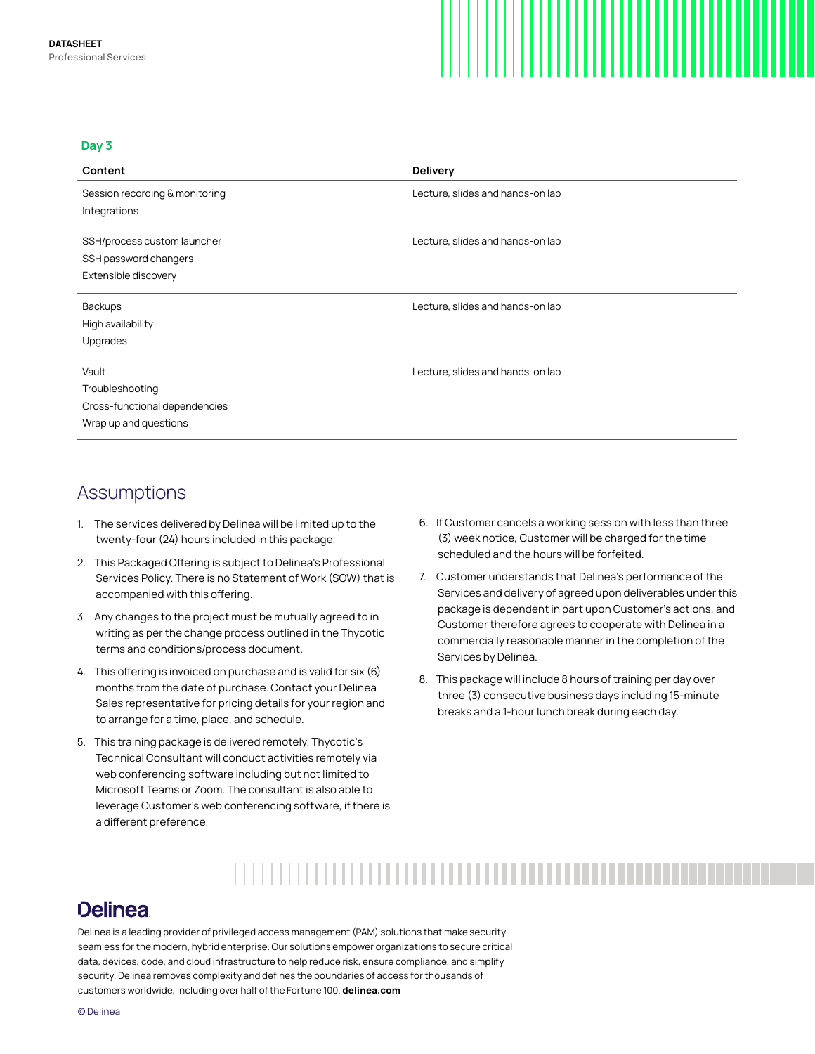### Day 3

| Content | Delivery |
|---|---|
| Session recording & monitoring<br>Integrations | Lecture, slides and hands-on lab |
| SSH/process custom launcher<br>SSH password changers<br>Extensible discovery | Lecture, slides and hands-on lab |
| Backups<br>High availability<br>Upgrades | Lecture, slides and hands-on lab |
| Vault<br>Troubleshooting<br>Cross-functional dependencies<br>Wrap up and questions | Lecture, slides and hands-on lab |

## Assumptions

1. The services delivered by Delinea will be limited up to the twenty-four (24) hours included in this package.
2. This Packaged Offering is subject to Delinea's Professional Services Policy. There is no Statement of Work (SOW) that is accompanied with this offering.
3. Any changes to the project must be mutually agreed to in writing as per the change process outlined in the Thycotic terms and conditions/process document.
4. This offering is invoiced on purchase and is valid for six (6) months from the date of purchase. Contact your Delinea Sales representative for pricing details for your region and to arrange for a time, place, and schedule.
5. This training package is delivered remotely. Thycotic's Technical Consultant will conduct activities remotely via web conferencing software including but not limited to Microsoft Teams or Zoom. The consultant is also able to leverage Customer's web conferencing software, if there is a different preference.
6. If Customer cancels a working session with less than three (3) week notice, Customer will be charged for the time scheduled and the hours will be forfeited.
7. Customer understands that Delinea's performance of the Services and delivery of agreed upon deliverables under this package is dependent in part upon Customer's actions, and Customer therefore agrees to cooperate with Delinea in a commercially reasonable manner in the completion of the Services by Delinea.
8. This package will include 8 hours of training per day over three (3) consecutive business days including 15-minute breaks and a 1-hour lunch break during each day.

**Delinea**

Delinea is a leading provider of privileged access management (PAM) solutions that make security seamless for the modern, hybrid enterprise. Our solutions empower organizations to secure critical data, devices, code, and cloud infrastructure to help reduce risk, ensure compliance, and simplify security. Delinea removes complexity and defines the boundaries of access for thousands of customers worldwide, including over half of the Fortune 100. **delinea.com**

© Delinea